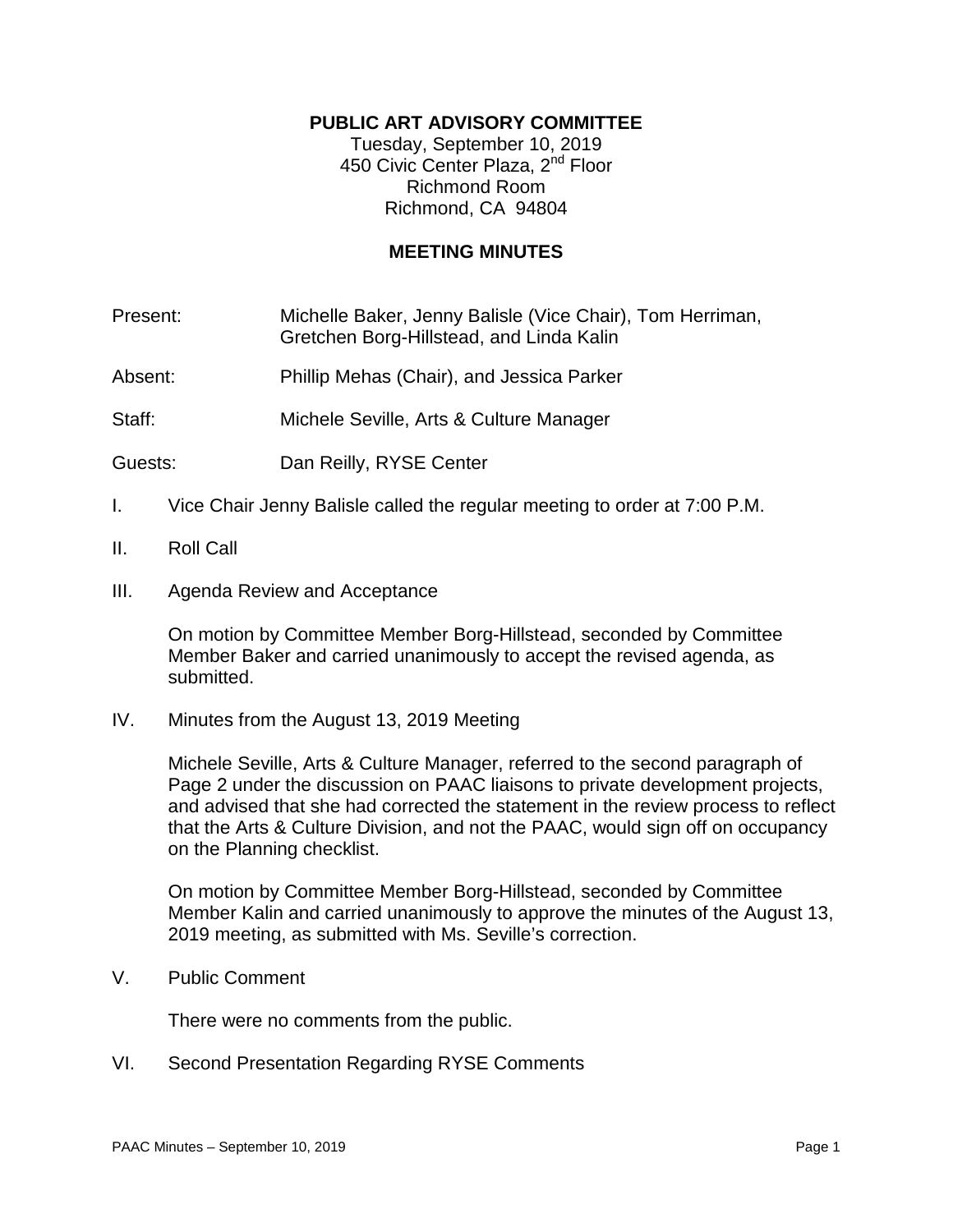# PUBLIC ART ADVISORY COMMITTEE

Tuesday, September 10, 2019
450 Civic Center Plaza, 2nd Floor
Richmond Room
Richmond, CA 94804

## MEETING MINUTES

Present: Michelle Baker, Jenny Balisle (Vice Chair), Tom Herriman, Gretchen Borg-Hillstead, and Linda Kalin

Absent: Phillip Mehas (Chair), and Jessica Parker

Staff: Michele Seville, Arts & Culture Manager

Guests: Dan Reilly, RYSE Center

I. Vice Chair Jenny Balisle called the regular meeting to order at 7:00 P.M.

II. Roll Call

III. Agenda Review and Acceptance

On motion by Committee Member Borg-Hillstead, seconded by Committee Member Baker and carried unanimously to accept the revised agenda, as submitted.

IV. Minutes from the August 13, 2019 Meeting

Michele Seville, Arts & Culture Manager, referred to the second paragraph of Page 2 under the discussion on PAAC liaisons to private development projects, and advised that she had corrected the statement in the review process to reflect that the Arts & Culture Division, and not the PAAC, would sign off on occupancy on the Planning checklist.

On motion by Committee Member Borg-Hillstead, seconded by Committee Member Kalin and carried unanimously to approve the minutes of the August 13, 2019 meeting, as submitted with Ms. Seville's correction.

V. Public Comment

There were no comments from the public.

VI. Second Presentation Regarding RYSE Comments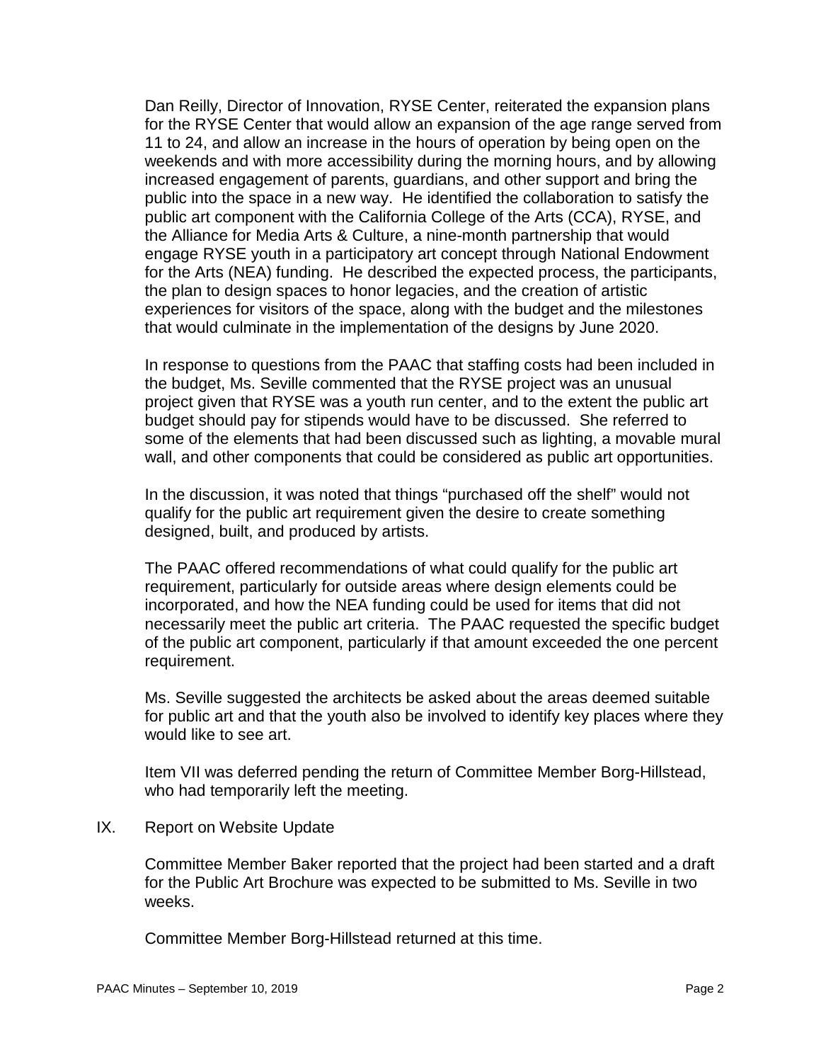Dan Reilly, Director of Innovation, RYSE Center, reiterated the expansion plans for the RYSE Center that would allow an expansion of the age range served from 11 to 24, and allow an increase in the hours of operation by being open on the weekends and with more accessibility during the morning hours, and by allowing increased engagement of parents, guardians, and other support and bring the public into the space in a new way. He identified the collaboration to satisfy the public art component with the California College of the Arts (CCA), RYSE, and the Alliance for Media Arts & Culture, a nine-month partnership that would engage RYSE youth in a participatory art concept through National Endowment for the Arts (NEA) funding. He described the expected process, the participants, the plan to design spaces to honor legacies, and the creation of artistic experiences for visitors of the space, along with the budget and the milestones that would culminate in the implementation of the designs by June 2020.

In response to questions from the PAAC that staffing costs had been included in the budget, Ms. Seville commented that the RYSE project was an unusual project given that RYSE was a youth run center, and to the extent the public art budget should pay for stipends would have to be discussed. She referred to some of the elements that had been discussed such as lighting, a movable mural wall, and other components that could be considered as public art opportunities.

In the discussion, it was noted that things "purchased off the shelf" would not qualify for the public art requirement given the desire to create something designed, built, and produced by artists.

The PAAC offered recommendations of what could qualify for the public art requirement, particularly for outside areas where design elements could be incorporated, and how the NEA funding could be used for items that did not necessarily meet the public art criteria. The PAAC requested the specific budget of the public art component, particularly if that amount exceeded the one percent requirement.

Ms. Seville suggested the architects be asked about the areas deemed suitable for public art and that the youth also be involved to identify key places where they would like to see art.

Item VII was deferred pending the return of Committee Member Borg-Hillstead, who had temporarily left the meeting.

IX. Report on Website Update

Committee Member Baker reported that the project had been started and a draft for the Public Art Brochure was expected to be submitted to Ms. Seville in two weeks.

Committee Member Borg-Hillstead returned at this time.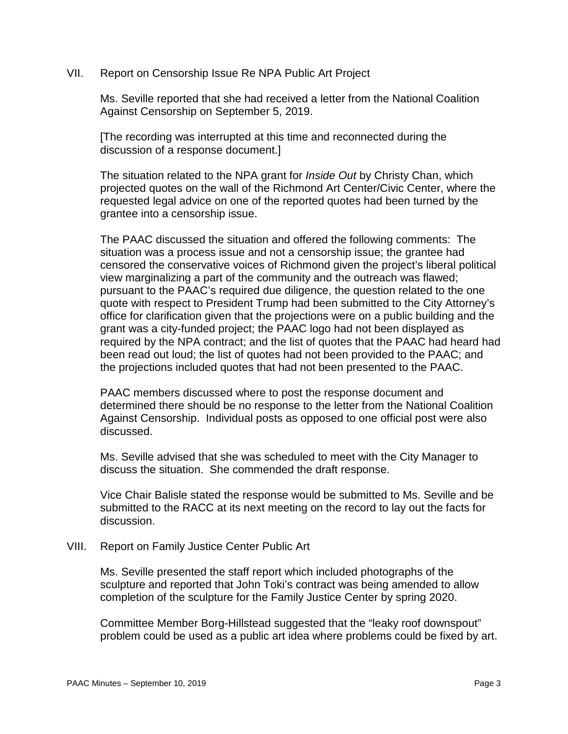VII. Report on Censorship Issue Re NPA Public Art Project

Ms. Seville reported that she had received a letter from the National Coalition Against Censorship on September 5, 2019.

[The recording was interrupted at this time and reconnected during the discussion of a response document.]

The situation related to the NPA grant for *Inside Out* by Christy Chan, which projected quotes on the wall of the Richmond Art Center/Civic Center, where the requested legal advice on one of the reported quotes had been turned by the grantee into a censorship issue.

The PAAC discussed the situation and offered the following comments: The situation was a process issue and not a censorship issue; the grantee had censored the conservative voices of Richmond given the project's liberal political view marginalizing a part of the community and the outreach was flawed; pursuant to the PAAC's required due diligence, the question related to the one quote with respect to President Trump had been submitted to the City Attorney's office for clarification given that the projections were on a public building and the grant was a city-funded project; the PAAC logo had not been displayed as required by the NPA contract; and the list of quotes that the PAAC had heard had been read out loud; the list of quotes had not been provided to the PAAC; and the projections included quotes that had not been presented to the PAAC.

PAAC members discussed where to post the response document and determined there should be no response to the letter from the National Coalition Against Censorship. Individual posts as opposed to one official post were also discussed.

Ms. Seville advised that she was scheduled to meet with the City Manager to discuss the situation. She commended the draft response.

Vice Chair Balisle stated the response would be submitted to Ms. Seville and be submitted to the RACC at its next meeting on the record to lay out the facts for discussion.

VIII. Report on Family Justice Center Public Art

Ms. Seville presented the staff report which included photographs of the sculpture and reported that John Toki's contract was being amended to allow completion of the sculpture for the Family Justice Center by spring 2020.

Committee Member Borg-Hillstead suggested that the "leaky roof downspout" problem could be used as a public art idea where problems could be fixed by art.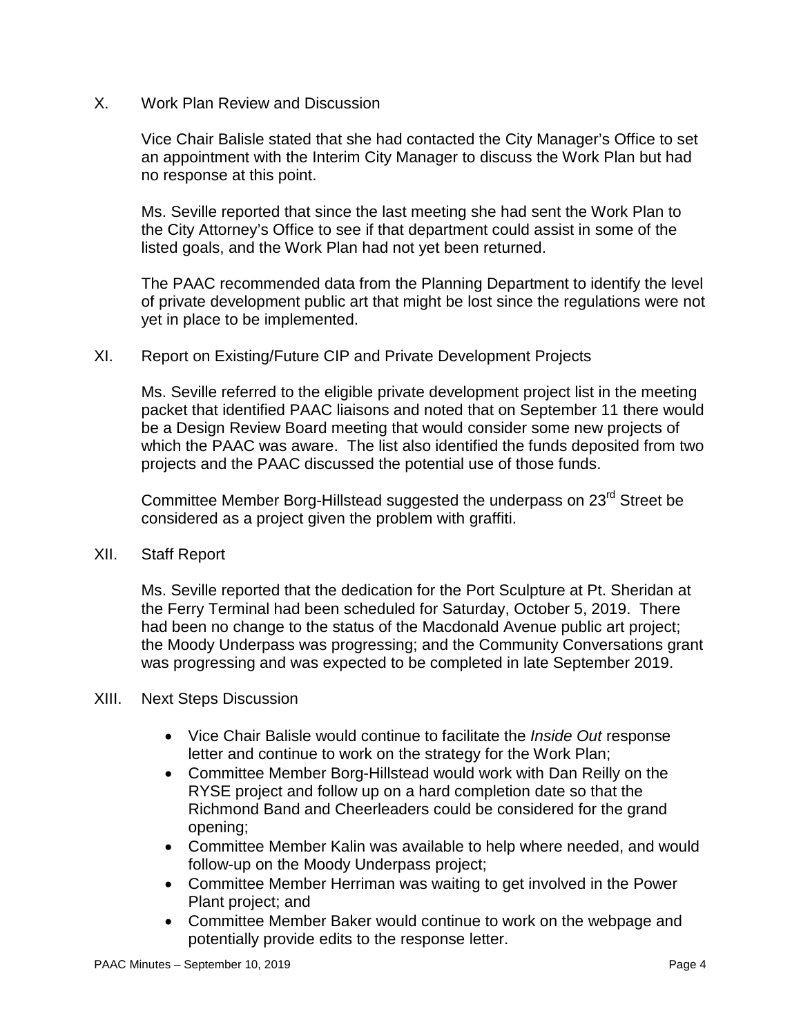X. Work Plan Review and Discussion

Vice Chair Balisle stated that she had contacted the City Manager's Office to set an appointment with the Interim City Manager to discuss the Work Plan but had no response at this point.

Ms. Seville reported that since the last meeting she had sent the Work Plan to the City Attorney's Office to see if that department could assist in some of the listed goals, and the Work Plan had not yet been returned.

The PAAC recommended data from the Planning Department to identify the level of private development public art that might be lost since the regulations were not yet in place to be implemented.

XI. Report on Existing/Future CIP and Private Development Projects

Ms. Seville referred to the eligible private development project list in the meeting packet that identified PAAC liaisons and noted that on September 11 there would be a Design Review Board meeting that would consider some new projects of which the PAAC was aware. The list also identified the funds deposited from two projects and the PAAC discussed the potential use of those funds.

Committee Member Borg-Hillstead suggested the underpass on 23rd Street be considered as a project given the problem with graffiti.

XII. Staff Report

Ms. Seville reported that the dedication for the Port Sculpture at Pt. Sheridan at the Ferry Terminal had been scheduled for Saturday, October 5, 2019. There had been no change to the status of the Macdonald Avenue public art project; the Moody Underpass was progressing; and the Community Conversations grant was progressing and was expected to be completed in late September 2019.

XIII. Next Steps Discussion

- Vice Chair Balisle would continue to facilitate the *Inside Out* response letter and continue to work on the strategy for the Work Plan;
- Committee Member Borg-Hillstead would work with Dan Reilly on the RYSE project and follow up on a hard completion date so that the Richmond Band and Cheerleaders could be considered for the grand opening;
- Committee Member Kalin was available to help where needed, and would follow-up on the Moody Underpass project;
- Committee Member Herriman was waiting to get involved in the Power Plant project; and
- Committee Member Baker would continue to work on the webpage and potentially provide edits to the response letter.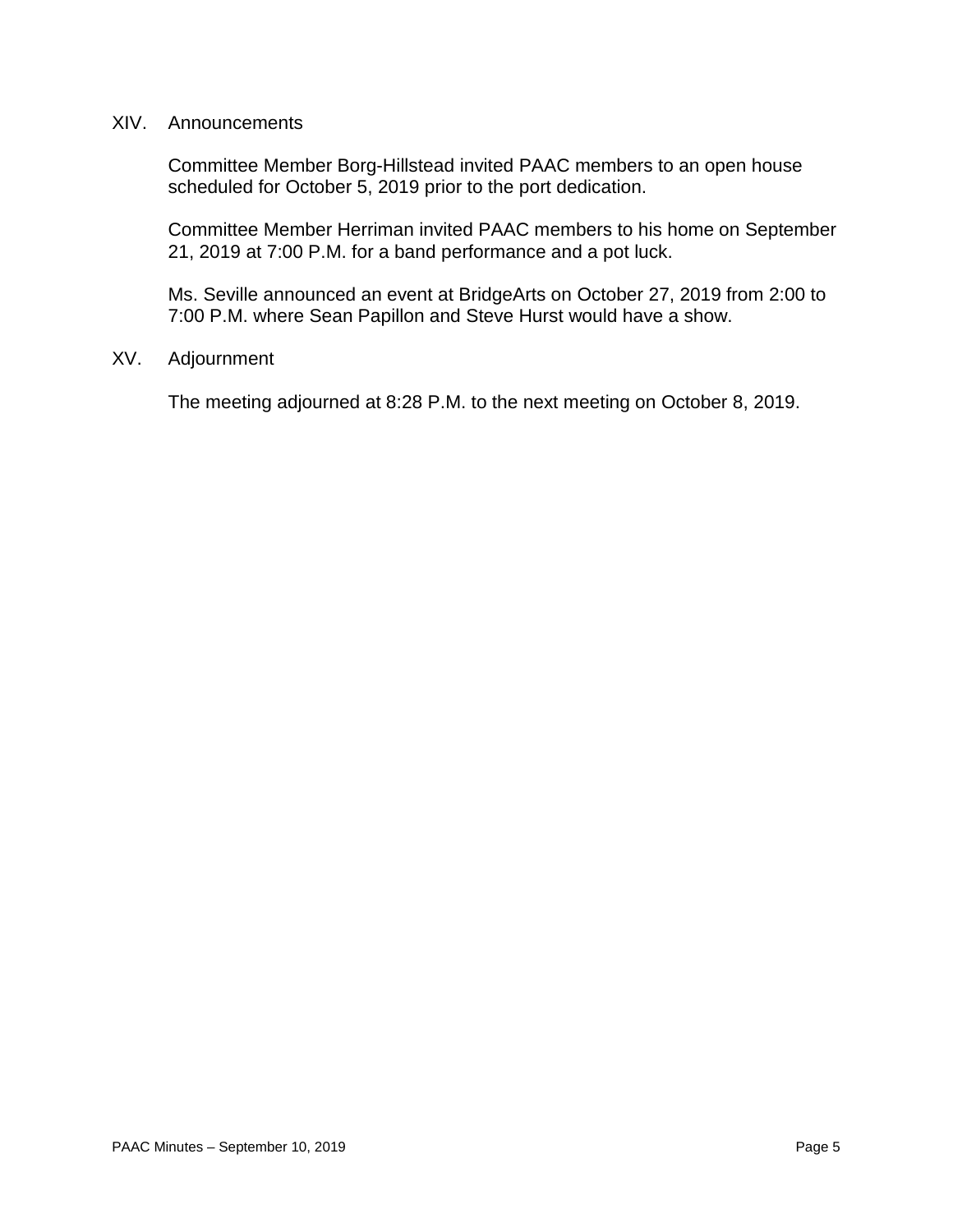## XIV. Announcements

Committee Member Borg-Hillstead invited PAAC members to an open house scheduled for October 5, 2019 prior to the port dedication.

Committee Member Herriman invited PAAC members to his home on September 21, 2019 at 7:00 P.M. for a band performance and a pot luck.

Ms. Seville announced an event at BridgeArts on October 27, 2019 from 2:00 to 7:00 P.M. where Sean Papillon and Steve Hurst would have a show.

## XV. Adjournment

The meeting adjourned at 8:28 P.M. to the next meeting on October 8, 2019.